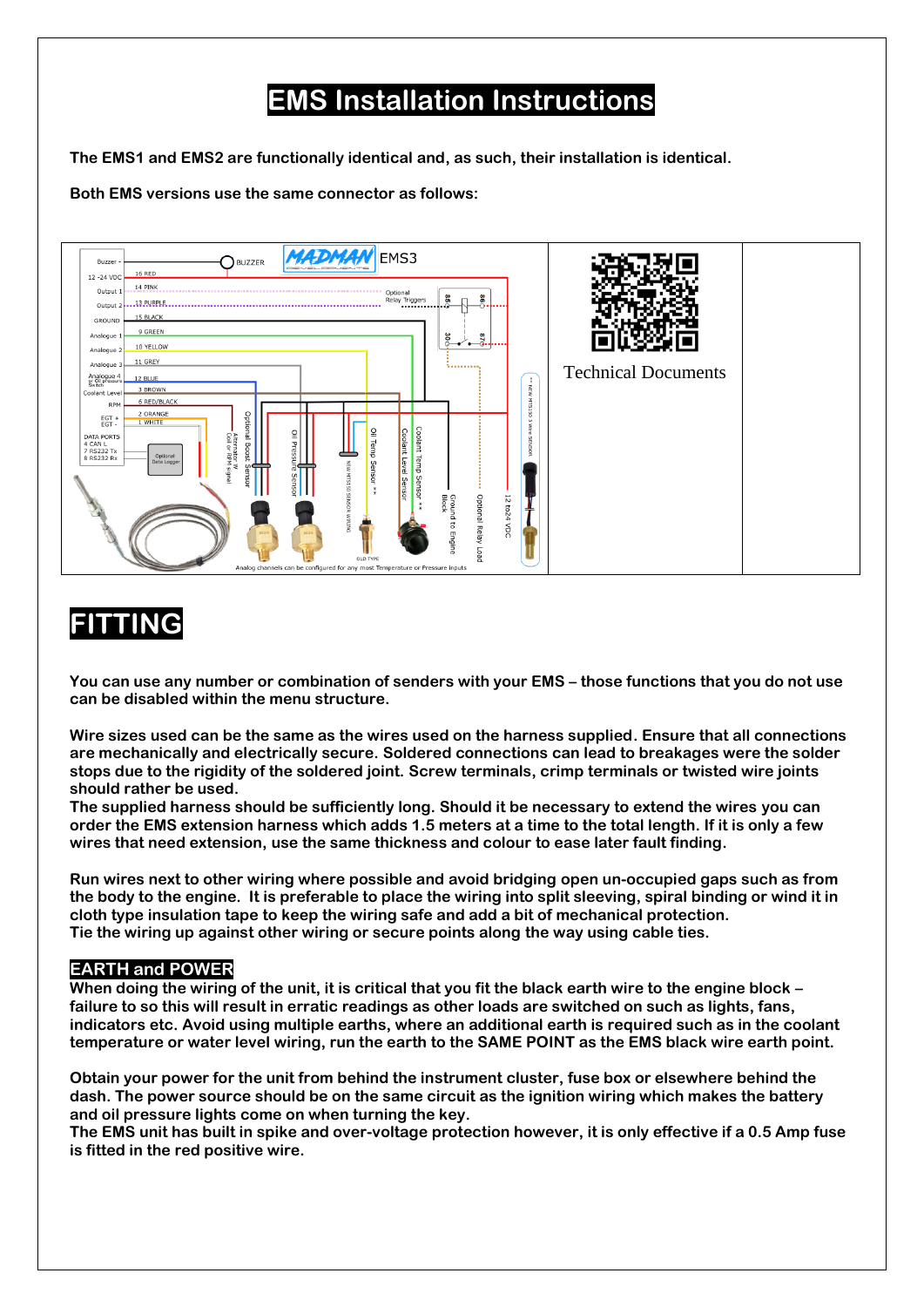# EMS Installation Instructions

**The EMS1 and EMS2 are functionally identical and, as such, their installation is identical.**

**Both EMS versions use the same connector as follows:**

Technical Documents

# FITTING

**You can use any number or combination of senders with your EMS – those functions that you do not use can be disabled within the menu structure.**

**Wire sizes used can be the same as the wires used on the harness supplied. Ensure that all connections are mechanically and electrically secure. Soldered connections can lead to breakages were the solder stops due to the rigidity of the soldered joint. Screw terminals, crimp terminals or twisted wire joints should rather be used.**
**The supplied harness should be sufficiently long. Should it be necessary to extend the wires you can order the EMS extension harness which adds 1.5 meters at a time to the total length. If it is only a few wires that need extension, use the same thickness and colour to ease later fault finding.**

**Run wires next to other wiring where possible and avoid bridging open un-occupied gaps such as from the body to the engine. It is preferable to place the wiring into split sleeving, spiral binding or wind it in cloth type insulation tape to keep the wiring safe and add a bit of mechanical protection.**
**Tie the wiring up against other wiring or secure points along the way using cable ties.**

## EARTH and POWER

**When doing the wiring of the unit, it is critical that you fit the black earth wire to the engine block – failure to so this will result in erratic readings as other loads are switched on such as lights, fans, indicators etc. Avoid using multiple earths, where an additional earth is required such as in the coolant temperature or water level wiring, run the earth to the SAME POINT as the EMS black wire earth point.**

**Obtain your power for the unit from behind the instrument cluster, fuse box or elsewhere behind the dash. The power source should be on the same circuit as the ignition wiring which makes the battery and oil pressure lights come on when turning the key.**
**The EMS unit has built in spike and over-voltage protection however, it is only effective if a 0.5 Amp fuse is fitted in the red positive wire.**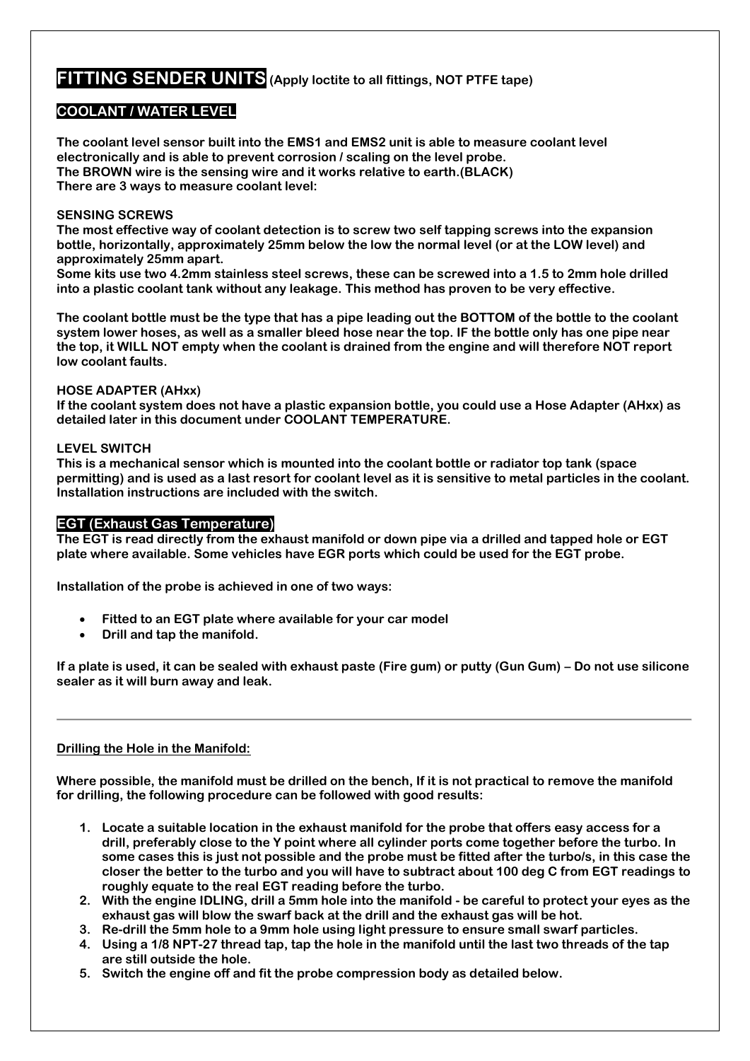# FITTING SENDER UNITS (Apply loctite to all fittings, NOT PTFE tape)

## COOLANT / WATER LEVEL

**The coolant level sensor built into the EMS1 and EMS2 unit is able to measure coolant level electronically and is able to prevent corrosion / scaling on the level probe.**
**The BROWN wire is the sensing wire and it works relative to earth.(BLACK)**
**There are 3 ways to measure coolant level:**

**SENSING SCREWS**
**The most effective way of coolant detection is to screw two self tapping screws into the expansion bottle, horizontally, approximately 25mm below the low the normal level (or at the LOW level) and approximately 25mm apart.**
**Some kits use two 4.2mm stainless steel screws, these can be screwed into a 1.5 to 2mm hole drilled into a plastic coolant tank without any leakage. This method has proven to be very effective.**

**The coolant bottle must be the type that has a pipe leading out the BOTTOM of the bottle to the coolant system lower hoses, as well as a smaller bleed hose near the top. IF the bottle only has one pipe near the top, it WILL NOT empty when the coolant is drained from the engine and will therefore NOT report low coolant faults.**

**HOSE ADAPTER (AHxx)**
**If the coolant system does not have a plastic expansion bottle, you could use a Hose Adapter (AHxx) as detailed later in this document under COOLANT TEMPERATURE.**

**LEVEL SWITCH**
**This is a mechanical sensor which is mounted into the coolant bottle or radiator top tank (space permitting) and is used as a last resort for coolant level as it is sensitive to metal particles in the coolant. Installation instructions are included with the switch.**

## EGT (Exhaust Gas Temperature)

**The EGT is read directly from the exhaust manifold or down pipe via a drilled and tapped hole or EGT plate where available. Some vehicles have EGR ports which could be used for the EGT probe.**

**Installation of the probe is achieved in one of two ways:**

- **Fitted to an EGT plate where available for your car model**
- **Drill and tap the manifold.**

**If a plate is used, it can be sealed with exhaust paste (Fire gum) or putty (Gun Gum) – Do not use silicone sealer as it will burn away and leak.**

---

**Drilling the Hole in the Manifold:**

**Where possible, the manifold must be drilled on the bench, If it is not practical to remove the manifold for drilling, the following procedure can be followed with good results:**

1. **Locate a suitable location in the exhaust manifold for the probe that offers easy access for a drill, preferably close to the Y point where all cylinder ports come together before the turbo. In some cases this is just not possible and the probe must be fitted after the turbo/s, in this case the closer the better to the turbo and you will have to subtract about 100 deg C from EGT readings to roughly equate to the real EGT reading before the turbo.**
2. **With the engine IDLING, drill a 5mm hole into the manifold - be careful to protect your eyes as the exhaust gas will blow the swarf back at the drill and the exhaust gas will be hot.**
3. **Re-drill the 5mm hole to a 9mm hole using light pressure to ensure small swarf particles.**
4. **Using a 1/8 NPT-27 thread tap, tap the hole in the manifold until the last two threads of the tap are still outside the hole.**
5. **Switch the engine off and fit the probe compression body as detailed below.**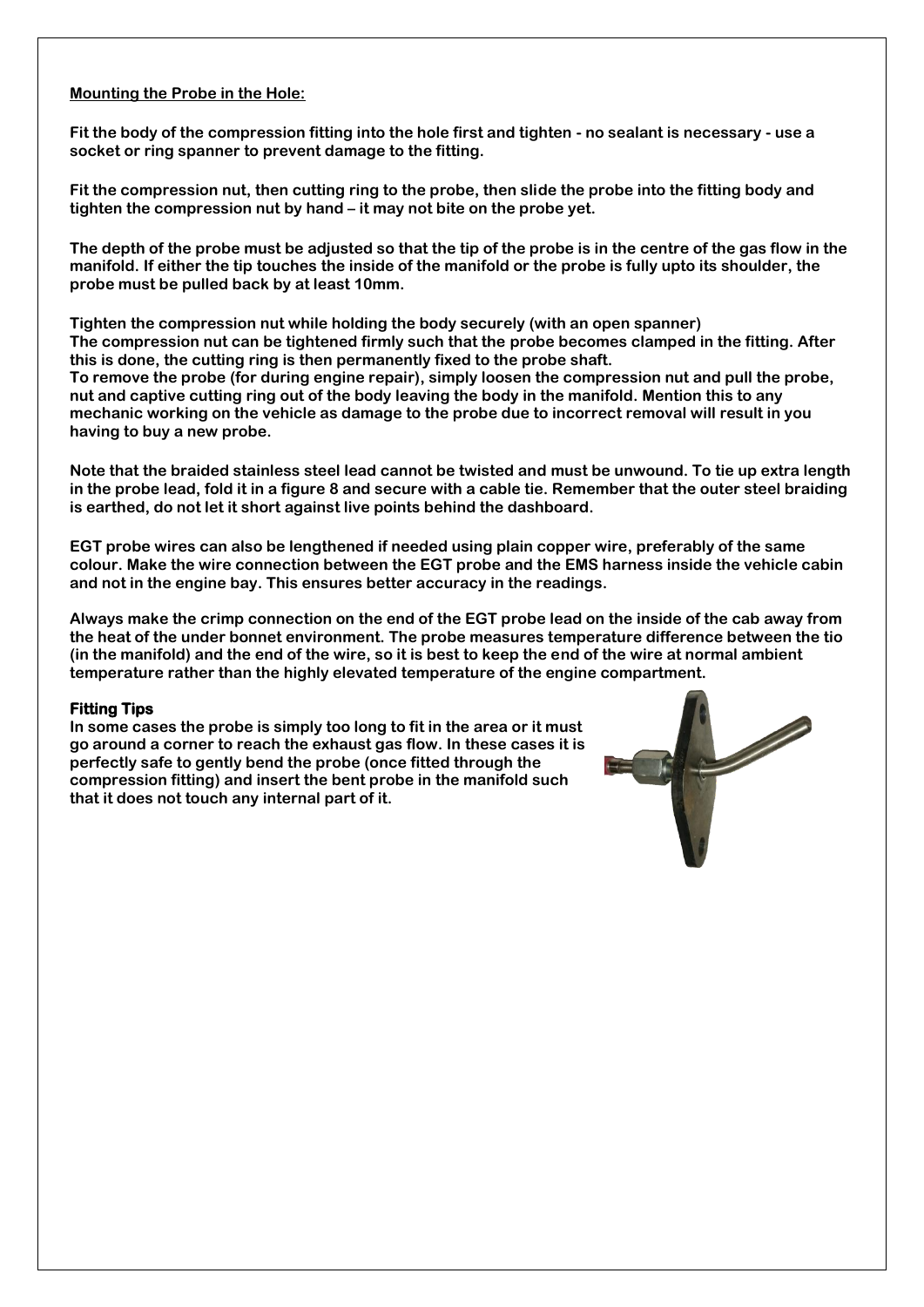**Mounting the Probe in the Hole:**

**Fit the body of the compression fitting into the hole first and tighten - no sealant is necessary - use a socket or ring spanner to prevent damage to the fitting.**

**Fit the compression nut, then cutting ring to the probe, then slide the probe into the fitting body and tighten the compression nut by hand – it may not bite on the probe yet.**

**The depth of the probe must be adjusted so that the tip of the probe is in the centre of the gas flow in the manifold. If either the tip touches the inside of the manifold or the probe is fully upto its shoulder, the probe must be pulled back by at least 10mm.**

**Tighten the compression nut while holding the body securely (with an open spanner)**
**The compression nut can be tightened firmly such that the probe becomes clamped in the fitting. After this is done, the cutting ring is then permanently fixed to the probe shaft.**
**To remove the probe (for during engine repair), simply loosen the compression nut and pull the probe, nut and captive cutting ring out of the body leaving the body in the manifold. Mention this to any mechanic working on the vehicle as damage to the probe due to incorrect removal will result in you having to buy a new probe.**

**Note that the braided stainless steel lead cannot be twisted and must be unwound. To tie up extra length in the probe lead, fold it in a figure 8 and secure with a cable tie. Remember that the outer steel braiding is earthed, do not let it short against live points behind the dashboard.**

**EGT probe wires can also be lengthened if needed using plain copper wire, preferably of the same colour. Make the wire connection between the EGT probe and the EMS harness inside the vehicle cabin and not in the engine bay. This ensures better accuracy in the readings.**

**Always make the crimp connection on the end of the EGT probe lead on the inside of the cab away from the heat of the under bonnet environment. The probe measures temperature difference between the tio (in the manifold) and the end of the wire, so it is best to keep the end of the wire at normal ambient temperature rather than the highly elevated temperature of the engine compartment.**

**Fitting Tips**

**In some cases the probe is simply too long to fit in the area or it must go around a corner to reach the exhaust gas flow. In these cases it is perfectly safe to gently bend the probe (once fitted through the compression fitting) and insert the bent probe in the manifold such that it does not touch any internal part of it.**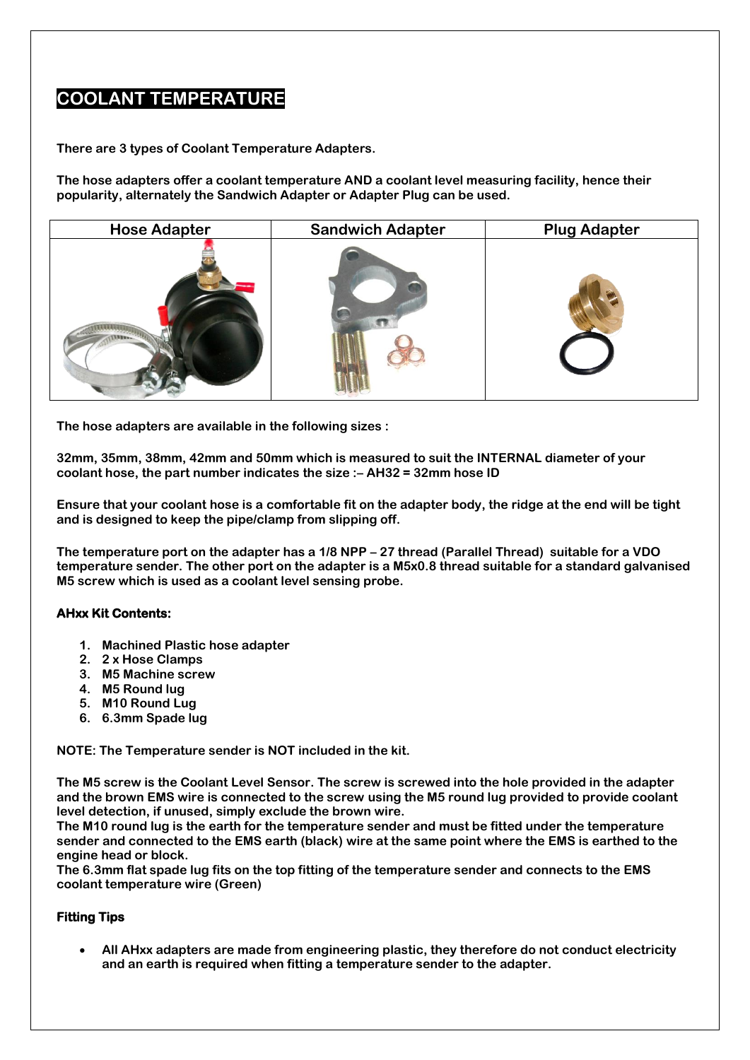# COOLANT TEMPERATURE

**There are 3 types of Coolant Temperature Adapters.**

**The hose adapters offer a coolant temperature AND a coolant level measuring facility, hence their popularity, alternately the Sandwich Adapter or Adapter Plug can be used.**

| Hose Adapter | Sandwich Adapter | Plug Adapter |
|---|---|---|
| | | |

**The hose adapters are available in the following sizes :**

**32mm, 35mm, 38mm, 42mm and 50mm which is measured to suit the INTERNAL diameter of your coolant hose, the part number indicates the size :– AH32 = 32mm hose ID**

**Ensure that your coolant hose is a comfortable fit on the adapter body, the ridge at the end will be tight and is designed to keep the pipe/clamp from slipping off.**

**The temperature port on the adapter has a 1/8 NPP – 27 thread (Parallel Thread) suitable for a VDO temperature sender. The other port on the adapter is a M5x0.8 thread suitable for a standard galvanised M5 screw which is used as a coolant level sensing probe.**

**AHxx Kit Contents:**

1. **Machined Plastic hose adapter**
2. **2 x Hose Clamps**
3. **M5 Machine screw**
4. **M5 Round lug**
5. **M10 Round Lug**
6. **6.3mm Spade lug**

**NOTE: The Temperature sender is NOT included in the kit.**

**The M5 screw is the Coolant Level Sensor. The screw is screwed into the hole provided in the adapter and the brown EMS wire is connected to the screw using the M5 round lug provided to provide coolant level detection, if unused, simply exclude the brown wire.**
**The M10 round lug is the earth for the temperature sender and must be fitted under the temperature sender and connected to the EMS earth (black) wire at the same point where the EMS is earthed to the engine head or block.**
**The 6.3mm flat spade lug fits on the top fitting of the temperature sender and connects to the EMS coolant temperature wire (Green)**

**Fitting Tips**

- **All AHxx adapters are made from engineering plastic, they therefore do not conduct electricity and an earth is required when fitting a temperature sender to the adapter.**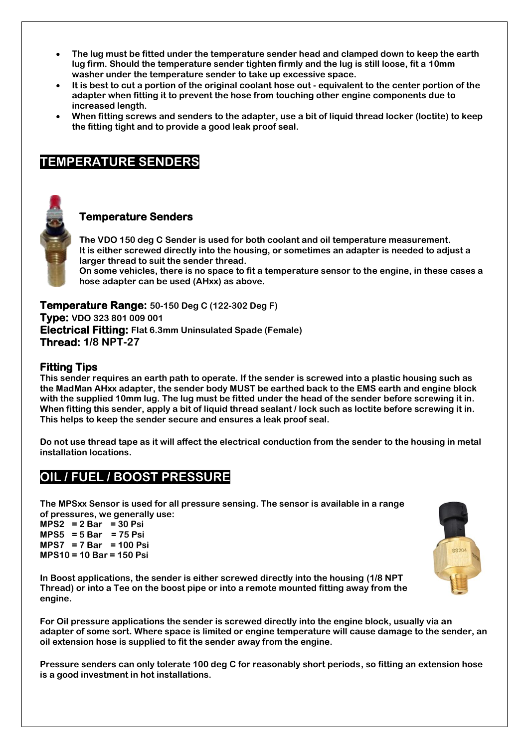- The lug must be fitted under the temperature sender head and clamped down to keep the earth lug firm. Should the temperature sender tighten firmly and the lug is still loose, fit a 10mm washer under the temperature sender to take up excessive space.
- It is best to cut a portion of the original coolant hose out - equivalent to the center portion of the adapter when fitting it to prevent the hose from touching other engine components due to increased length.
- When fitting screws and senders to the adapter, use a bit of liquid thread locker (loctite) to keep the fitting tight and to provide a good leak proof seal.

## TEMPERATURE SENDERS

### Temperature Senders

**The VDO 150 deg C Sender is used for both coolant and oil temperature measurement. It is either screwed directly into the housing, or sometimes an adapter is needed to adjust a larger thread to suit the sender thread. On some vehicles, there is no space to fit a temperature sensor to the engine, in these cases a hose adapter can be used (AHxx) as above.**

**Temperature Range:** 50-150 Deg C (122-302 Deg F)
**Type:** VDO 323 801 009 001
**Electrical Fitting:** Flat 6.3mm Uninsulated Spade (Female)
**Thread:** 1/8 NPT-27

### Fitting Tips

**This sender requires an earth path to operate. If the sender is screwed into a plastic housing such as the MadMan AHxx adapter, the sender body MUST be earthed back to the EMS earth and engine block with the supplied 10mm lug. The lug must be fitted under the head of the sender before screwing it in. When fitting this sender, apply a bit of liquid thread sealant / lock such as loctite before screwing it in. This helps to keep the sender secure and ensures a leak proof seal.**

**Do not use thread tape as it will affect the electrical conduction from the sender to the housing in metal installation locations.**

## OIL / FUEL / BOOST PRESSURE

**The MPSxx Sensor is used for all pressure sensing. The sensor is available in a range of pressures, we generally use:**
**MPS2 = 2 Bar = 30 Psi**
**MPS5 = 5 Bar = 75 Psi**
**MPS7 = 7 Bar = 100 Psi**
**MPS10 = 10 Bar = 150 Psi**

**In Boost applications, the sender is either screwed directly into the housing (1/8 NPT Thread) or into a Tee on the boost pipe or into a remote mounted fitting away from the engine.**

**For Oil pressure applications the sender is screwed directly into the engine block, usually via an adapter of some sort. Where space is limited or engine temperature will cause damage to the sender, an oil extension hose is supplied to fit the sender away from the engine.**

**Pressure senders can only tolerate 100 deg C for reasonably short periods, so fitting an extension hose is a good investment in hot installations.**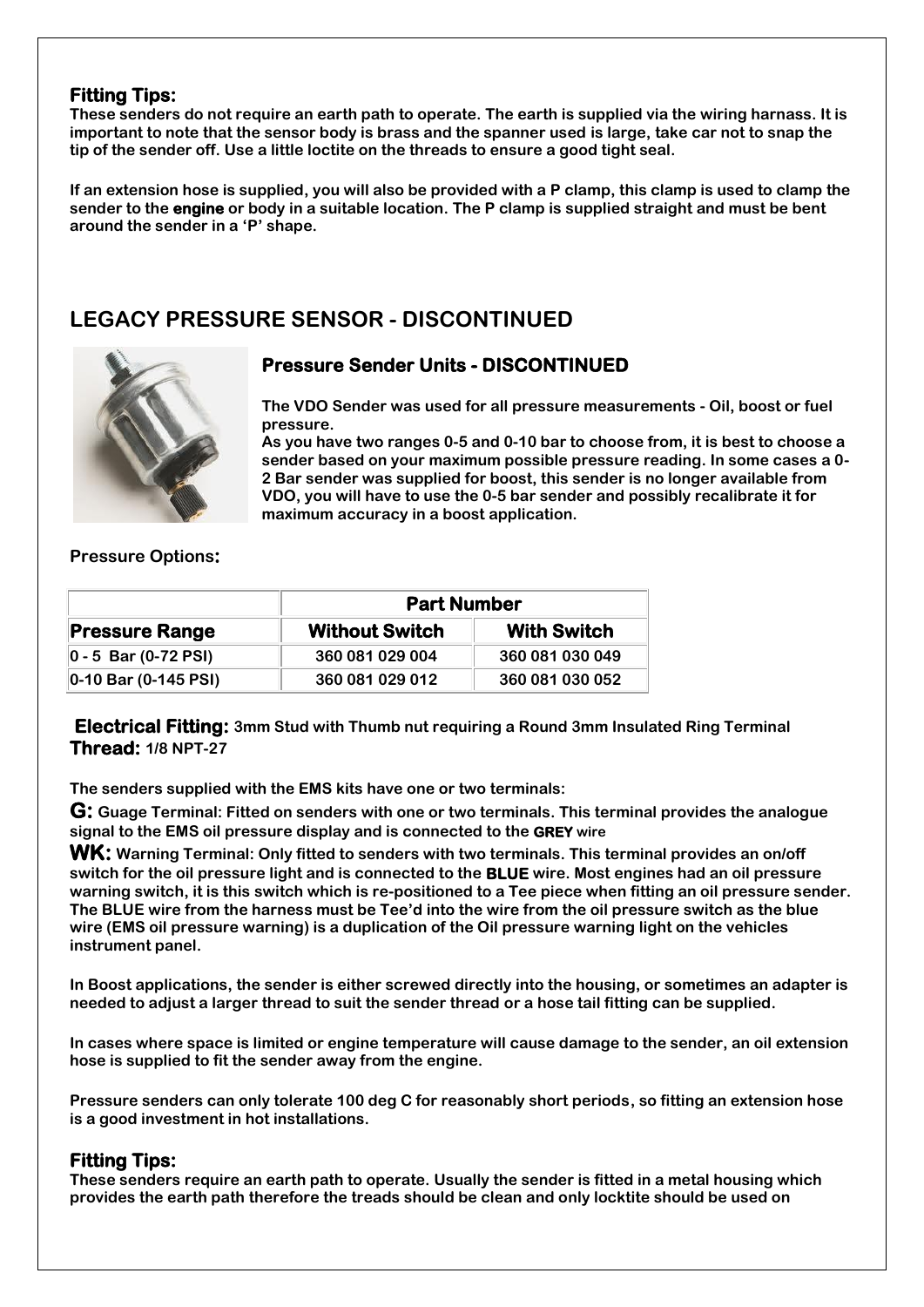### Fitting Tips:

**These senders do not require an earth path to operate. The earth is supplied via the wiring harnass. It is important to note that the sensor body is brass and the spanner used is large, take car not to snap the tip of the sender off. Use a little loctite on the threads to ensure a good tight seal.**

**If an extension hose is supplied, you will also be provided with a P clamp, this clamp is used to clamp the sender to the engine or body in a suitable location. The P clamp is supplied straight and must be bent around the sender in a 'P' shape.**

## LEGACY PRESSURE SENSOR - DISCONTINUED

### Pressure Sender Units - DISCONTINUED

**The VDO Sender was used for all pressure measurements - Oil, boost or fuel pressure.**
**As you have two ranges 0-5 and 0-10 bar to choose from, it is best to choose a sender based on your maximum possible pressure reading. In some cases a 0-2 Bar sender was supplied for boost, this sender is no longer available from VDO, you will have to use the 0-5 bar sender and possibly recalibrate it for maximum accuracy in a boost application.**

**Pressure Options:**

| | Part Number | |
|---|---|---|
| **Pressure Range** | **Without Switch** | **With Switch** |
| 0 - 5 Bar (0-72 PSI) | 360 081 029 004 | 360 081 030 049 |
| 0-10 Bar (0-145 PSI) | 360 081 029 012 | 360 081 030 052 |

**Electrical Fitting:** 3mm Stud with Thumb nut requiring a Round 3mm Insulated Ring Terminal
**Thread:** 1/8 NPT-27

**The senders supplied with the EMS kits have one or two terminals:**

**G:** Guage Terminal: Fitted on senders with one or two terminals. This terminal provides the analogue signal to the EMS oil pressure display and is connected to the **GREY** wire

**WK:** Warning Terminal: Only fitted to senders with two terminals. This terminal provides an on/off switch for the oil pressure light and is connected to the **BLUE** wire. Most engines had an oil pressure warning switch, it is this switch which is re-positioned to a Tee piece when fitting an oil pressure sender. The BLUE wire from the harness must be Tee'd into the wire from the oil pressure switch as the blue wire (EMS oil pressure warning) is a duplication of the Oil pressure warning light on the vehicles instrument panel.

**In Boost applications, the sender is either screwed directly into the housing, or sometimes an adapter is needed to adjust a larger thread to suit the sender thread or a hose tail fitting can be supplied.**

**In cases where space is limited or engine temperature will cause damage to the sender, an oil extension hose is supplied to fit the sender away from the engine.**

**Pressure senders can only tolerate 100 deg C for reasonably short periods, so fitting an extension hose is a good investment in hot installations.**

### Fitting Tips:

**These senders require an earth path to operate. Usually the sender is fitted in a metal housing which provides the earth path therefore the treads should be clean and only locktite should be used on**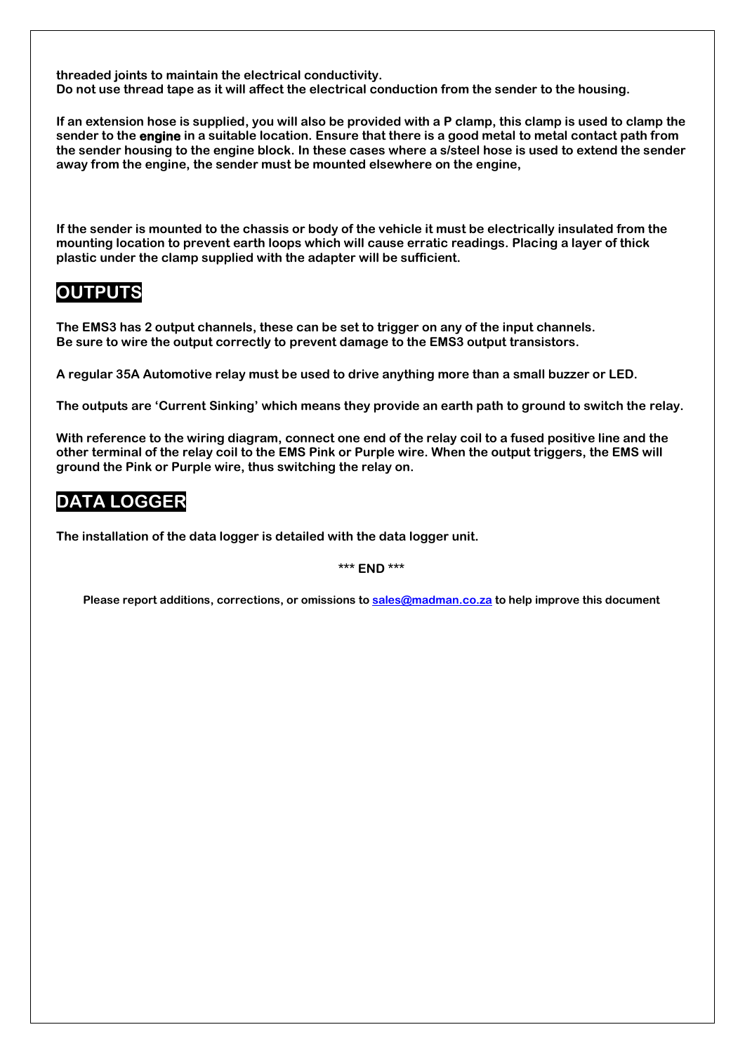**threaded joints to maintain the electrical conductivity.**
**Do not use thread tape as it will affect the electrical conduction from the sender to the housing.**

**If an extension hose is supplied, you will also be provided with a P clamp, this clamp is used to clamp the sender to the engine in a suitable location. Ensure that there is a good metal to metal contact path from the sender housing to the engine block. In these cases where a s/steel hose is used to extend the sender away from the engine, the sender must be mounted elsewhere on the engine,**

**If the sender is mounted to the chassis or body of the vehicle it must be electrically insulated from the mounting location to prevent earth loops which will cause erratic readings. Placing a layer of thick plastic under the clamp supplied with the adapter will be sufficient.**

## OUTPUTS

**The EMS3 has 2 output channels, these can be set to trigger on any of the input channels.**
**Be sure to wire the output correctly to prevent damage to the EMS3 output transistors.**

**A regular 35A Automotive relay must be used to drive anything more than a small buzzer or LED.**

**The outputs are 'Current Sinking' which means they provide an earth path to ground to switch the relay.**

**With reference to the wiring diagram, connect one end of the relay coil to a fused positive line and the other terminal of the relay coil to the EMS Pink or Purple wire. When the output triggers, the EMS will ground the Pink or Purple wire, thus switching the relay on.**

## DATA LOGGER

**The installation of the data logger is detailed with the data logger unit.**

**\*\*\* END \*\*\***

**Please report additions, corrections, or omissions to sales@madman.co.za to help improve this document**